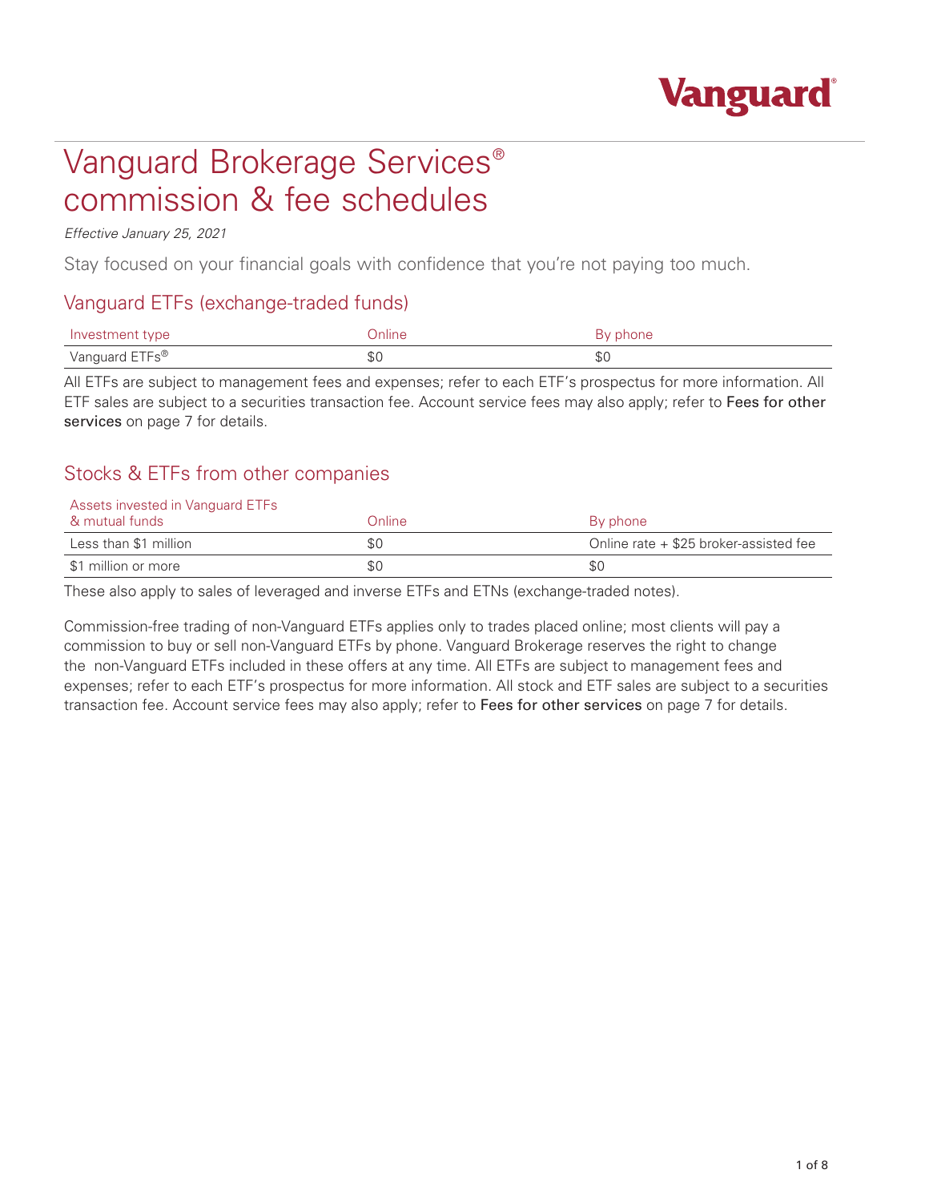# Vanguard Brokerage Services® commission & fee schedules

*Effective January 25, 2021*

Stay focused on your financial goals with confidence that you're not paying too much.

## Vanguard ETFs (exchange-traded funds)

| Investment type | Online | By phone |
|---|---|---|
| Vanguard ETFs® | $0 | $0 |

All ETFs are subject to management fees and expenses; refer to each ETF's prospectus for more information. All ETF sales are subject to a securities transaction fee. Account service fees may also apply; refer to Fees for other services on page 7 for details.

## Stocks & ETFs from other companies

| Assets invested in Vanguard ETFs & mutual funds | Online | By phone |
|---|---|---|
| Less than $1 million | $0 | Online rate + $25 broker-assisted fee |
| $1 million or more | $0 | $0 |

These also apply to sales of leveraged and inverse ETFs and ETNs (exchange-traded notes).

Commission-free trading of non-Vanguard ETFs applies only to trades placed online; most clients will pay a commission to buy or sell non-Vanguard ETFs by phone. Vanguard Brokerage reserves the right to change the non-Vanguard ETFs included in these offers at any time. All ETFs are subject to management fees and expenses; refer to each ETF's prospectus for more information. All stock and ETF sales are subject to a securities transaction fee. Account service fees may also apply; refer to Fees for other services on page 7 for details.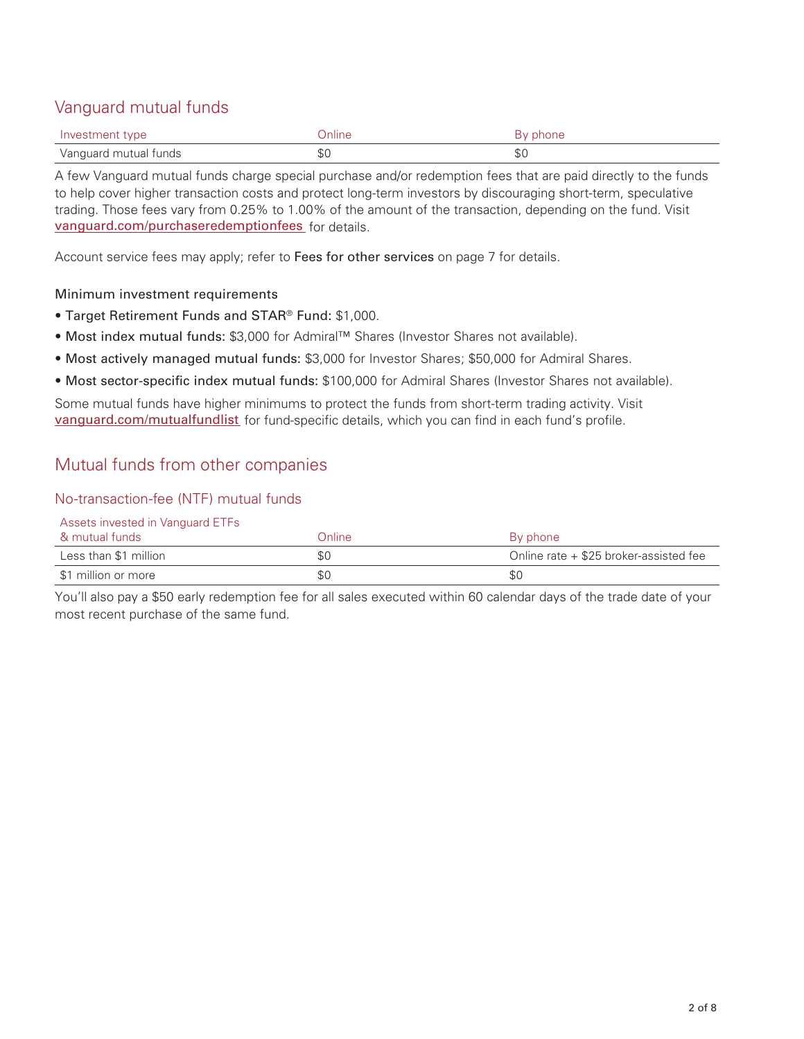## Vanguard mutual funds

| Investment type | Online | By phone |
|---|---|---|
| Vanguard mutual funds | $0 | $0 |

A few Vanguard mutual funds charge special purchase and/or redemption fees that are paid directly to the funds to help cover higher transaction costs and protect long-term investors by discouraging short-term, speculative trading. Those fees vary from 0.25% to 1.00% of the amount of the transaction, depending on the fund. Visit vanguard.com/purchaseredemptionfees for details.

Account service fees may apply; refer to **Fees for other services** on page 7 for details.

### Minimum investment requirements

- **Target Retirement Funds and STAR® Fund:** $1,000.
- **Most index mutual funds:** $3,000 for Admiral™ Shares (Investor Shares not available).
- **Most actively managed mutual funds:** $3,000 for Investor Shares; $50,000 for Admiral Shares.
- **Most sector-specific index mutual funds:** $100,000 for Admiral Shares (Investor Shares not available).

Some mutual funds have higher minimums to protect the funds from short-term trading activity. Visit vanguard.com/mutualfundlist for fund-specific details, which you can find in each fund's profile.

## Mutual funds from other companies

### No-transaction-fee (NTF) mutual funds

| Assets invested in Vanguard ETFs & mutual funds | Online | By phone |
|---|---|---|
| Less than $1 million | $0 | Online rate + $25 broker-assisted fee |
| $1 million or more | $0 | $0 |

You'll also pay a $50 early redemption fee for all sales executed within 60 calendar days of the trade date of your most recent purchase of the same fund.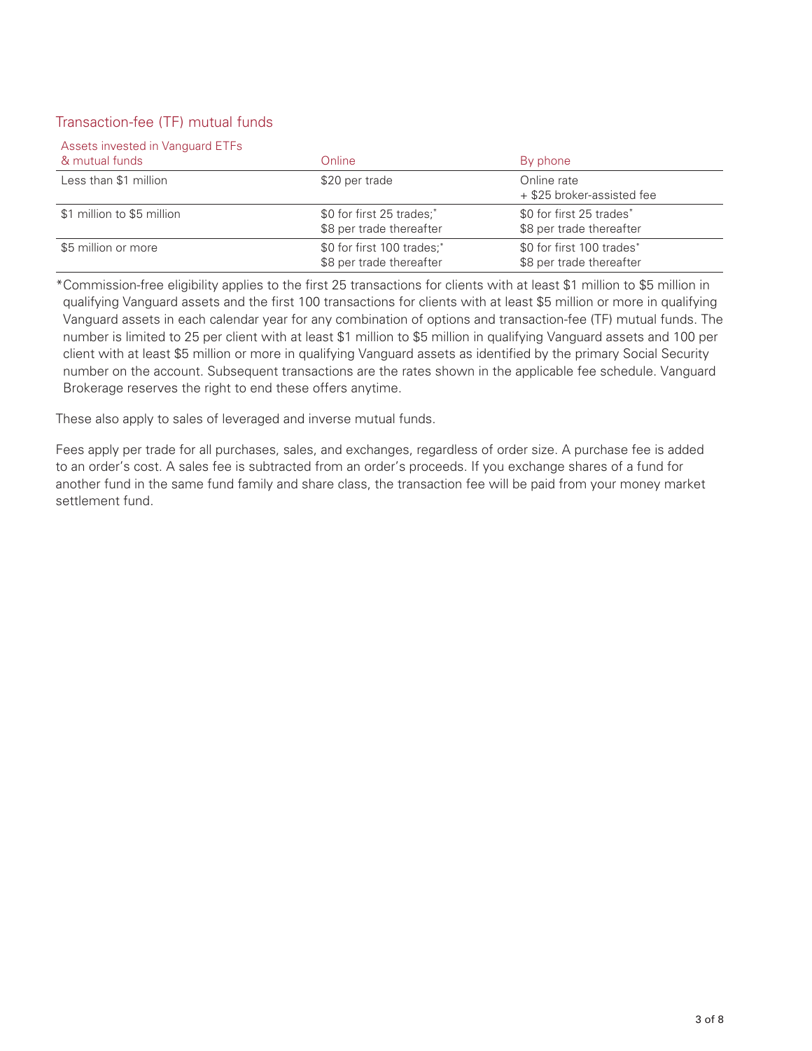## Transaction-fee (TF) mutual funds

| Assets invested in Vanguard ETFs & mutual funds | Online | By phone |
|---|---|---|
| Less than $1 million | $20 per trade | Online rate + $25 broker-assisted fee |
| $1 million to $5 million | $0 for first 25 trades;* $8 per trade thereafter | $0 for first 25 trades* $8 per trade thereafter |
| $5 million or more | $0 for first 100 trades;* $8 per trade thereafter | $0 for first 100 trades* $8 per trade thereafter |

*Commission-free eligibility applies to the first 25 transactions for clients with at least $1 million to $5 million in qualifying Vanguard assets and the first 100 transactions for clients with at least $5 million or more in qualifying Vanguard assets in each calendar year for any combination of options and transaction-fee (TF) mutual funds. The number is limited to 25 per client with at least $1 million to $5 million in qualifying Vanguard assets and 100 per client with at least $5 million or more in qualifying Vanguard assets as identified by the primary Social Security number on the account. Subsequent transactions are the rates shown in the applicable fee schedule. Vanguard Brokerage reserves the right to end these offers anytime.

These also apply to sales of leveraged and inverse mutual funds.

Fees apply per trade for all purchases, sales, and exchanges, regardless of order size. A purchase fee is added to an order's cost. A sales fee is subtracted from an order's proceeds. If you exchange shares of a fund for another fund in the same fund family and share class, the transaction fee will be paid from your money market settlement fund.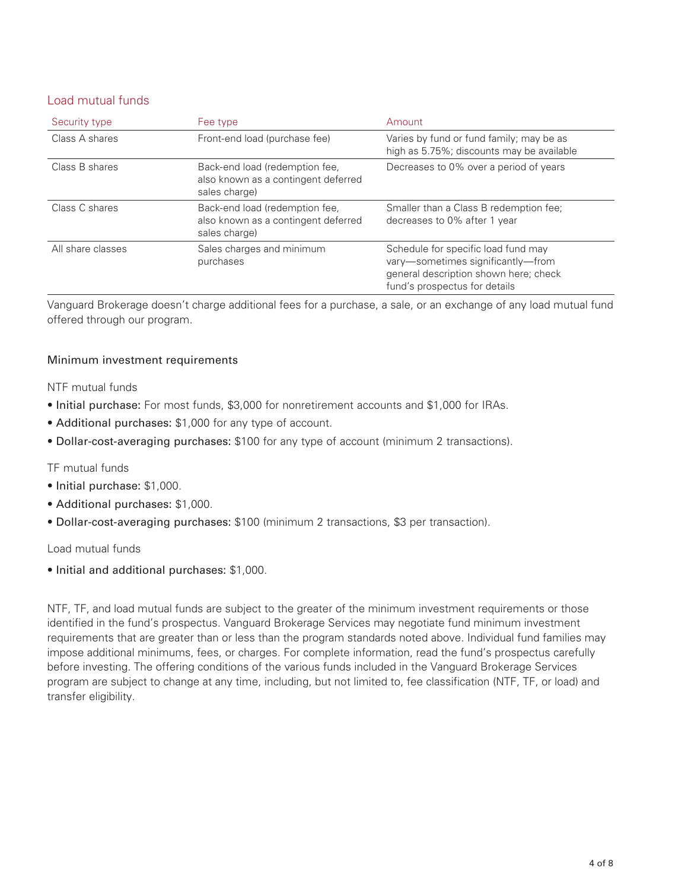## Load mutual funds

| Security type | Fee type | Amount |
| --- | --- | --- |
| Class A shares | Front-end load (purchase fee) | Varies by fund or fund family; may be as high as 5.75%; discounts may be available |
| Class B shares | Back-end load (redemption fee, also known as a contingent deferred sales charge) | Decreases to 0% over a period of years |
| Class C shares | Back-end load (redemption fee, also known as a contingent deferred sales charge) | Smaller than a Class B redemption fee; decreases to 0% after 1 year |
| All share classes | Sales charges and minimum purchases | Schedule for specific load fund may vary—sometimes significantly—from general description shown here; check fund's prospectus for details |

Vanguard Brokerage doesn't charge additional fees for a purchase, a sale, or an exchange of any load mutual fund offered through our program.

### Minimum investment requirements

NTF mutual funds

- **Initial purchase:** For most funds, $3,000 for nonretirement accounts and $1,000 for IRAs.
- **Additional purchases:** $1,000 for any type of account.
- **Dollar-cost-averaging purchases:** $100 for any type of account (minimum 2 transactions).

TF mutual funds

- **Initial purchase:** $1,000.
- **Additional purchases:** $1,000.
- **Dollar-cost-averaging purchases:** $100 (minimum 2 transactions, $3 per transaction).

Load mutual funds

- **Initial and additional purchases:** $1,000.

NTF, TF, and load mutual funds are subject to the greater of the minimum investment requirements or those identified in the fund's prospectus. Vanguard Brokerage Services may negotiate fund minimum investment requirements that are greater than or less than the program standards noted above. Individual fund families may impose additional minimums, fees, or charges. For complete information, read the fund's prospectus carefully before investing. The offering conditions of the various funds included in the Vanguard Brokerage Services program are subject to change at any time, including, but not limited to, fee classification (NTF, TF, or load) and transfer eligibility.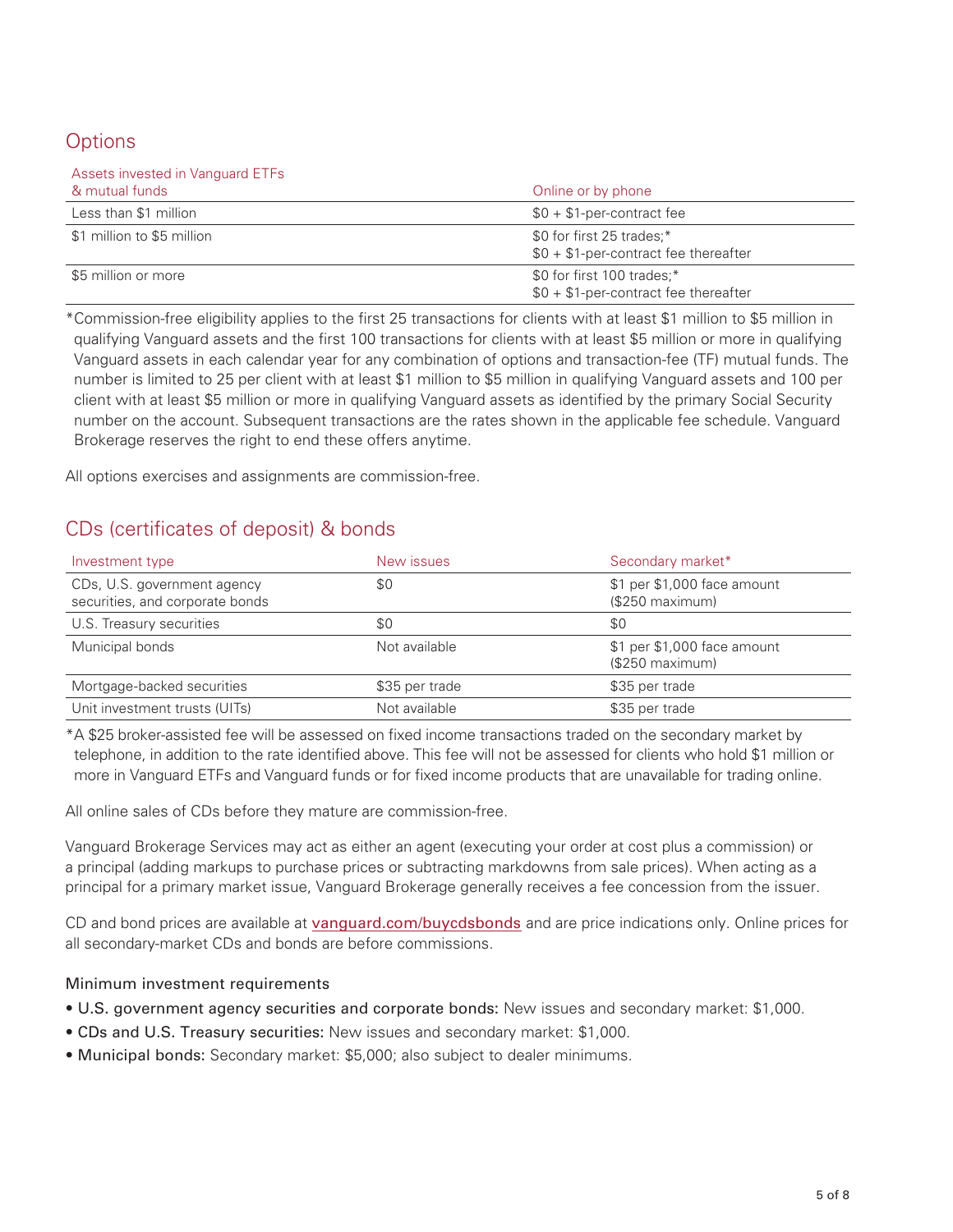## Options

| Assets invested in Vanguard ETFs & mutual funds | Online or by phone |
|---|---|
| Less than $1 million | $0 + $1-per-contract fee |
| $1 million to $5 million | $0 for first 25 trades;* $0 + $1-per-contract fee thereafter |
| $5 million or more | $0 for first 100 trades;* $0 + $1-per-contract fee thereafter |

*Commission-free eligibility applies to the first 25 transactions for clients with at least $1 million to $5 million in qualifying Vanguard assets and the first 100 transactions for clients with at least $5 million or more in qualifying Vanguard assets in each calendar year for any combination of options and transaction-fee (TF) mutual funds. The number is limited to 25 per client with at least $1 million to $5 million in qualifying Vanguard assets and 100 per client with at least $5 million or more in qualifying Vanguard assets as identified by the primary Social Security number on the account. Subsequent transactions are the rates shown in the applicable fee schedule. Vanguard Brokerage reserves the right to end these offers anytime.

All options exercises and assignments are commission-free.

## CDs (certificates of deposit) & bonds

| Investment type | New issues | Secondary market* |
|---|---|---|
| CDs, U.S. government agency securities, and corporate bonds | $0 | $1 per $1,000 face amount ($250 maximum) |
| U.S. Treasury securities | $0 | $0 |
| Municipal bonds | Not available | $1 per $1,000 face amount ($250 maximum) |
| Mortgage-backed securities | $35 per trade | $35 per trade |
| Unit investment trusts (UITs) | Not available | $35 per trade |

*A $25 broker-assisted fee will be assessed on fixed income transactions traded on the secondary market by telephone, in addition to the rate identified above. This fee will not be assessed for clients who hold $1 million or more in Vanguard ETFs and Vanguard funds or for fixed income products that are unavailable for trading online.

All online sales of CDs before they mature are commission-free.

Vanguard Brokerage Services may act as either an agent (executing your order at cost plus a commission) or a principal (adding markups to purchase prices or subtracting markdowns from sale prices). When acting as a principal for a primary market issue, Vanguard Brokerage generally receives a fee concession from the issuer.

CD and bond prices are available at vanguard.com/buycdsbonds and are price indications only. Online prices for all secondary-market CDs and bonds are before commissions.

### Minimum investment requirements

- **U.S. government agency securities and corporate bonds:** New issues and secondary market: $1,000.
- **CDs and U.S. Treasury securities:** New issues and secondary market: $1,000.
- **Municipal bonds:** Secondary market: $5,000; also subject to dealer minimums.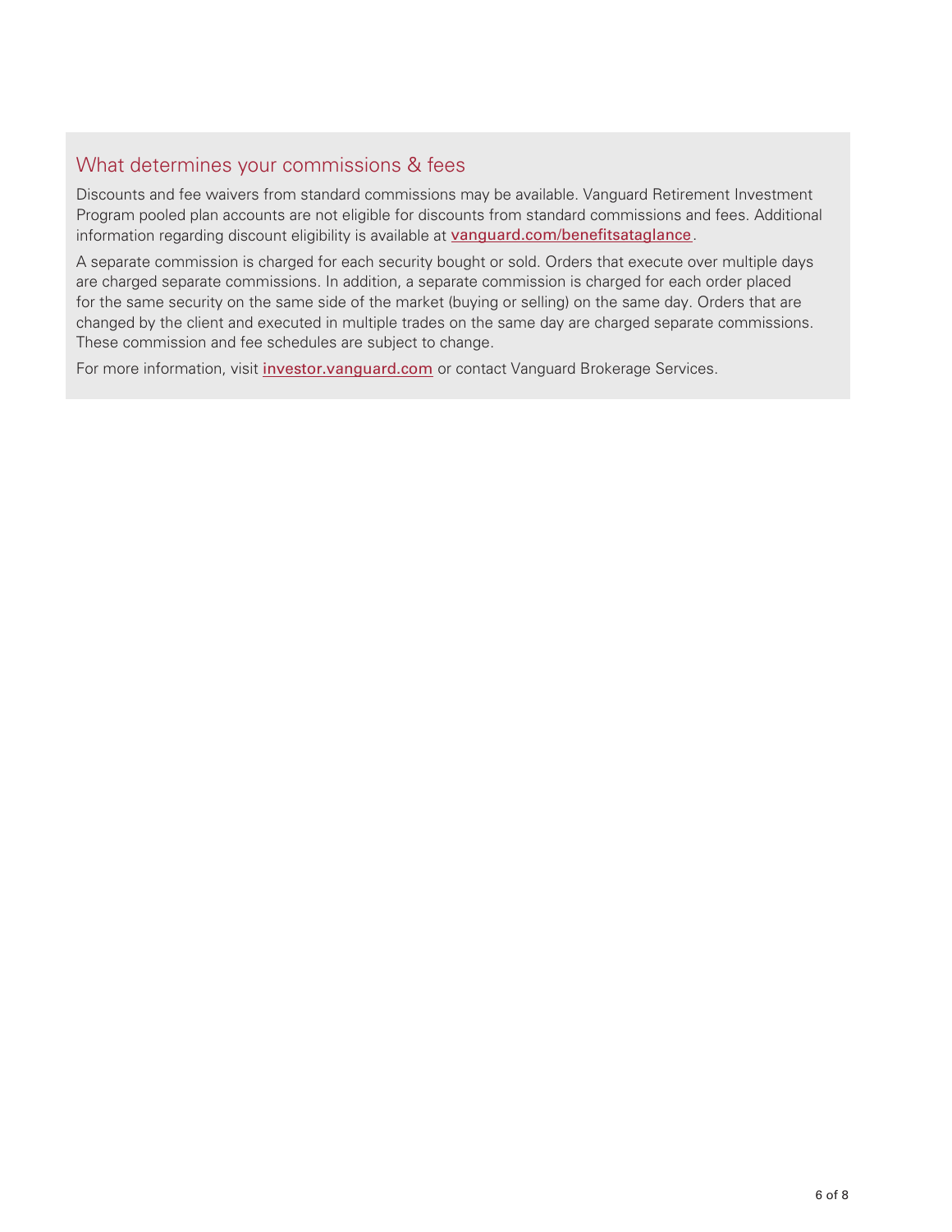## What determines your commissions & fees

Discounts and fee waivers from standard commissions may be available. Vanguard Retirement Investment Program pooled plan accounts are not eligible for discounts from standard commissions and fees. Additional information regarding discount eligibility is available at vanguard.com/benefitsataglance.

A separate commission is charged for each security bought or sold. Orders that execute over multiple days are charged separate commissions. In addition, a separate commission is charged for each order placed for the same security on the same side of the market (buying or selling) on the same day. Orders that are changed by the client and executed in multiple trades on the same day are charged separate commissions. These commission and fee schedules are subject to change.

For more information, visit investor.vanguard.com or contact Vanguard Brokerage Services.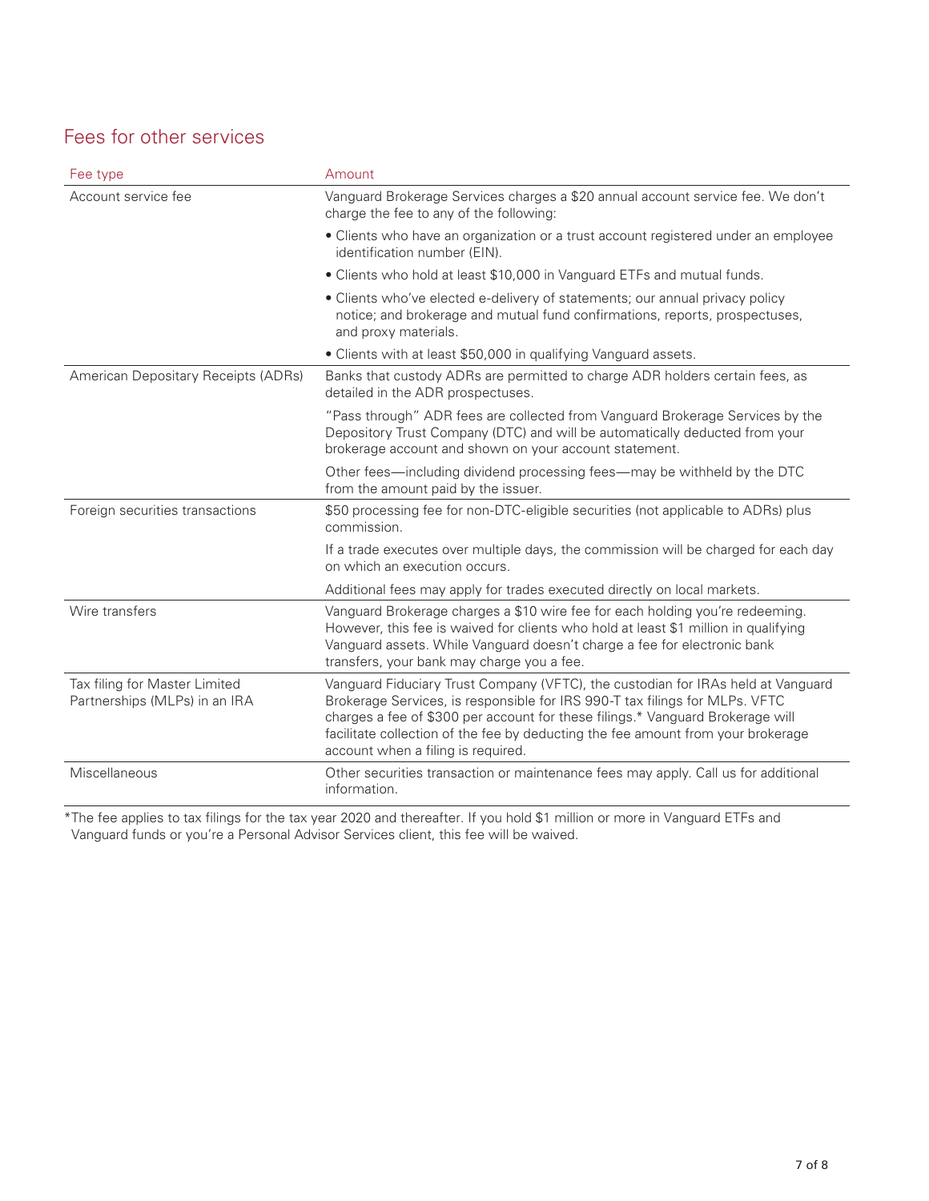## Fees for other services

| Fee type | Amount |
|---|---|
| Account service fee | Vanguard Brokerage Services charges a $20 annual account service fee. We don't charge the fee to any of the following:<br>• Clients who have an organization or a trust account registered under an employee identification number (EIN).<br>• Clients who hold at least $10,000 in Vanguard ETFs and mutual funds.<br>• Clients who've elected e-delivery of statements; our annual privacy policy notice; and brokerage and mutual fund confirmations, reports, prospectuses, and proxy materials.<br>• Clients with at least $50,000 in qualifying Vanguard assets. |
| American Depositary Receipts (ADRs) | Banks that custody ADRs are permitted to charge ADR holders certain fees, as detailed in the ADR prospectuses.<br>"Pass through" ADR fees are collected from Vanguard Brokerage Services by the Depository Trust Company (DTC) and will be automatically deducted from your brokerage account and shown on your account statement.<br>Other fees—including dividend processing fees—may be withheld by the DTC from the amount paid by the issuer. |
| Foreign securities transactions | $50 processing fee for non-DTC-eligible securities (not applicable to ADRs) plus commission.<br>If a trade executes over multiple days, the commission will be charged for each day on which an execution occurs.<br>Additional fees may apply for trades executed directly on local markets. |
| Wire transfers | Vanguard Brokerage charges a $10 wire fee for each holding you're redeeming. However, this fee is waived for clients who hold at least $1 million in qualifying Vanguard assets. While Vanguard doesn't charge a fee for electronic bank transfers, your bank may charge you a fee. |
| Tax filing for Master Limited Partnerships (MLPs) in an IRA | Vanguard Fiduciary Trust Company (VFTC), the custodian for IRAs held at Vanguard Brokerage Services, is responsible for IRS 990-T tax filings for MLPs. VFTC charges a fee of $300 per account for these filings.* Vanguard Brokerage will facilitate collection of the fee by deducting the fee amount from your brokerage account when a filing is required. |
| Miscellaneous | Other securities transaction or maintenance fees may apply. Call us for additional information. |

*The fee applies to tax filings for the tax year 2020 and thereafter. If you hold $1 million or more in Vanguard ETFs and Vanguard funds or you're a Personal Advisor Services client, this fee will be waived.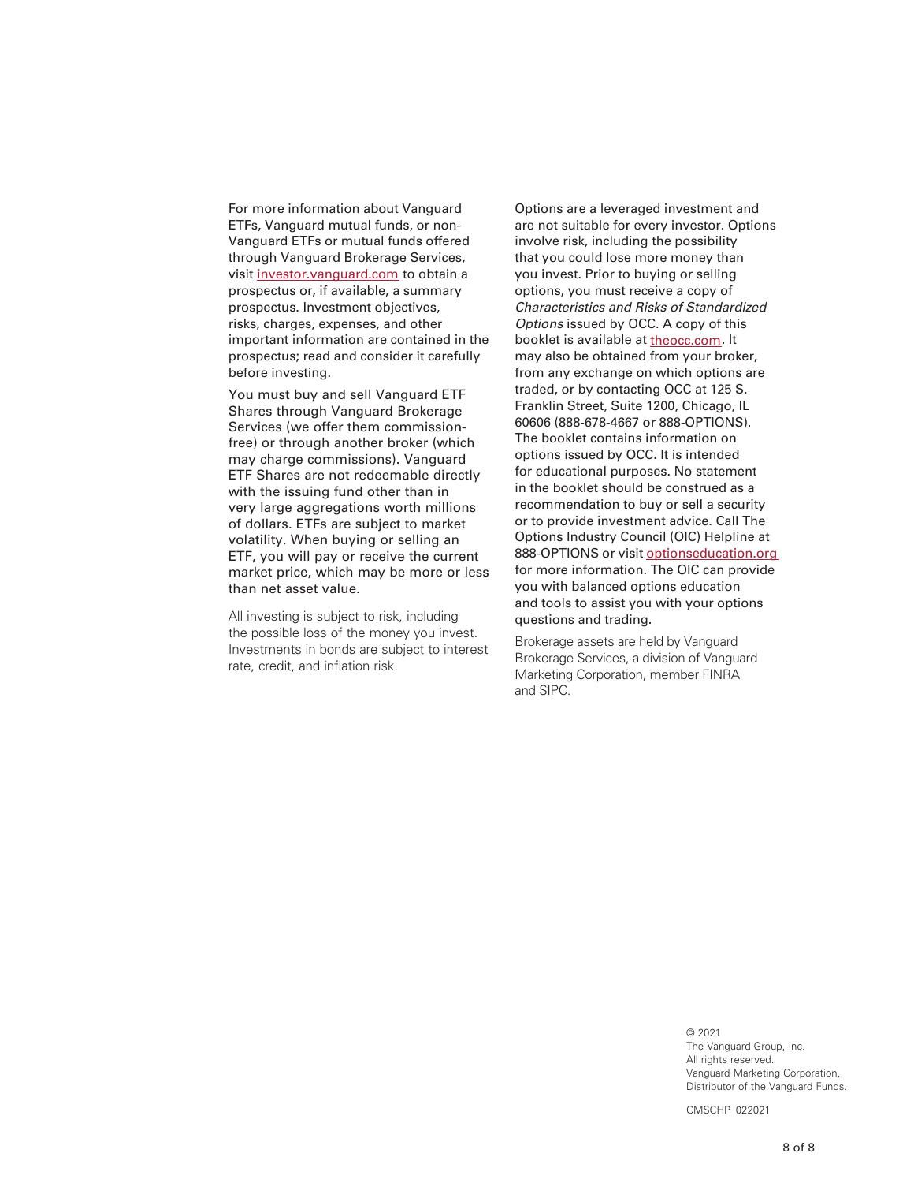For more information about Vanguard ETFs, Vanguard mutual funds, or non-Vanguard ETFs or mutual funds offered through Vanguard Brokerage Services, visit investor.vanguard.com to obtain a prospectus or, if available, a summary prospectus. Investment objectives, risks, charges, expenses, and other important information are contained in the prospectus; read and consider it carefully before investing.

You must buy and sell Vanguard ETF Shares through Vanguard Brokerage Services (we offer them commission-free) or through another broker (which may charge commissions). Vanguard ETF Shares are not redeemable directly with the issuing fund other than in very large aggregations worth millions of dollars. ETFs are subject to market volatility. When buying or selling an ETF, you will pay or receive the current market price, which may be more or less than net asset value.

All investing is subject to risk, including the possible loss of the money you invest. Investments in bonds are subject to interest rate, credit, and inflation risk.

Options are a leveraged investment and are not suitable for every investor. Options involve risk, including the possibility that you could lose more money than you invest. Prior to buying or selling options, you must receive a copy of *Characteristics and Risks of Standardized Options* issued by OCC. A copy of this booklet is available at theocc.com. It may also be obtained from your broker, from any exchange on which options are traded, or by contacting OCC at 125 S. Franklin Street, Suite 1200, Chicago, IL 60606 (888-678-4667 or 888-OPTIONS). The booklet contains information on options issued by OCC. It is intended for educational purposes. No statement in the booklet should be construed as a recommendation to buy or sell a security or to provide investment advice. Call The Options Industry Council (OIC) Helpline at 888-OPTIONS or visit optionseducation.org for more information. The OIC can provide you with balanced options education and tools to assist you with your options questions and trading.

Brokerage assets are held by Vanguard Brokerage Services, a division of Vanguard Marketing Corporation, member FINRA and SIPC.

© 2021
The Vanguard Group, Inc.
All rights reserved.
Vanguard Marketing Corporation,
Distributor of the Vanguard Funds.

CMSCHP 022021